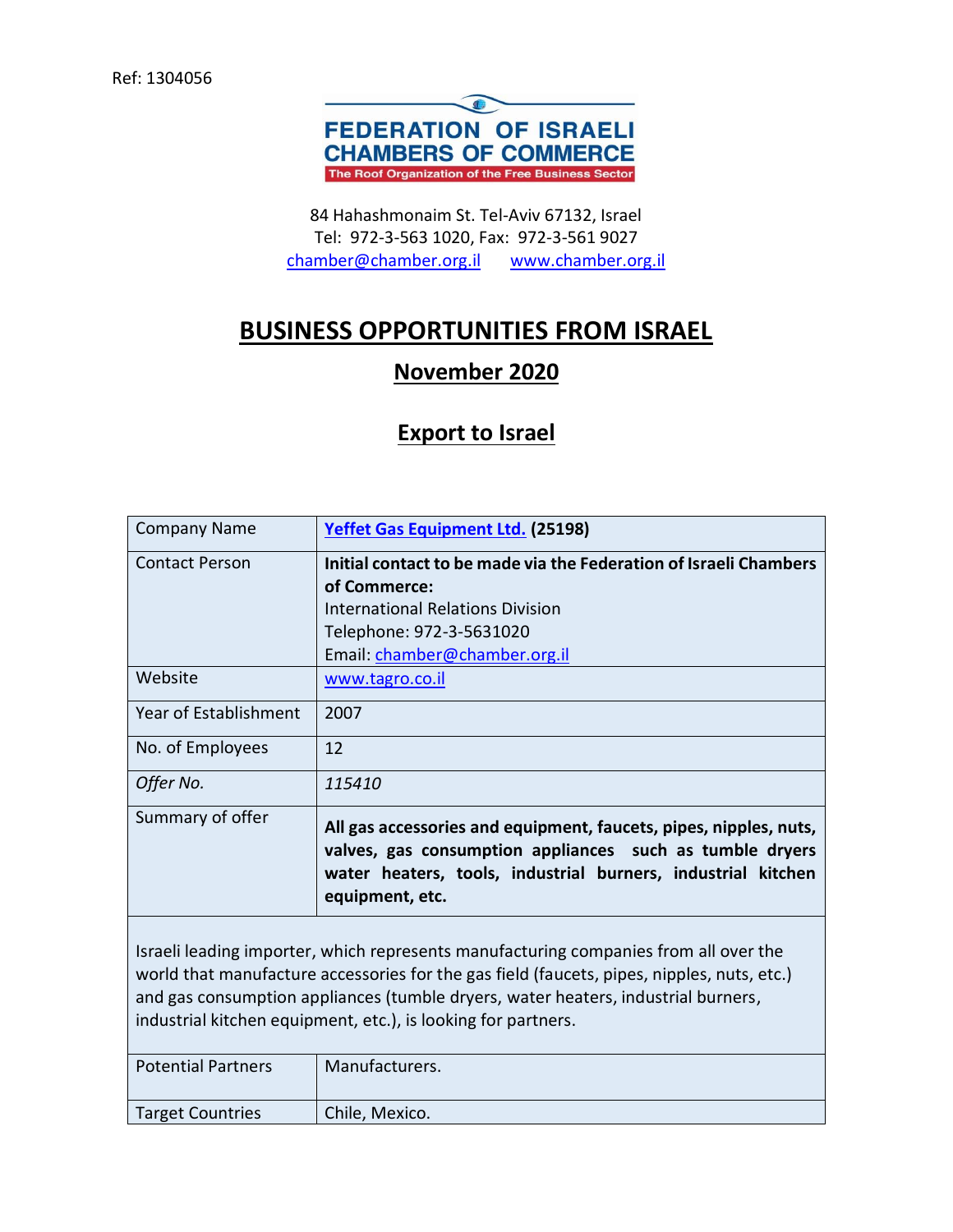Ref: 1304056

**FEDERATION OF ISRAELI CHAMBERS OF COMMERCE**
The Roof Organization of the Free Business Sector

84 Hahashmonaim St. Tel-Aviv 67132, Israel
Tel: 972-3-563 1020, Fax: 972-3-561 9027
chamber@chamber.org.il www.chamber.org.il

# BUSINESS OPPORTUNITIES FROM ISRAEL

## November 2020

## Export to Israel

| Company Name | **Yeffet Gas Equipment Ltd. (25198)** |
|---|---|
| Contact Person | **Initial contact to be made via the Federation of Israeli Chambers of Commerce:** International Relations Division Telephone: 972-3-5631020 Email: chamber@chamber.org.il |
| Website | www.tagro.co.il |
| Year of Establishment | 2007 |
| No. of Employees | 12 |
| *Offer No.* | *115410* |
| Summary of offer | **All gas accessories and equipment, faucets, pipes, nipples, nuts, valves, gas consumption appliances such as tumble dryers water heaters, tools, industrial burners, industrial kitchen equipment, etc.** |
| Israeli leading importer, which represents manufacturing companies from all over the world that manufacture accessories for the gas field (faucets, pipes, nipples, nuts, etc.) and gas consumption appliances (tumble dryers, water heaters, industrial burners, industrial kitchen equipment, etc.), is looking for partners. | |
| Potential Partners | Manufacturers. |
| Target Countries | Chile, Mexico. |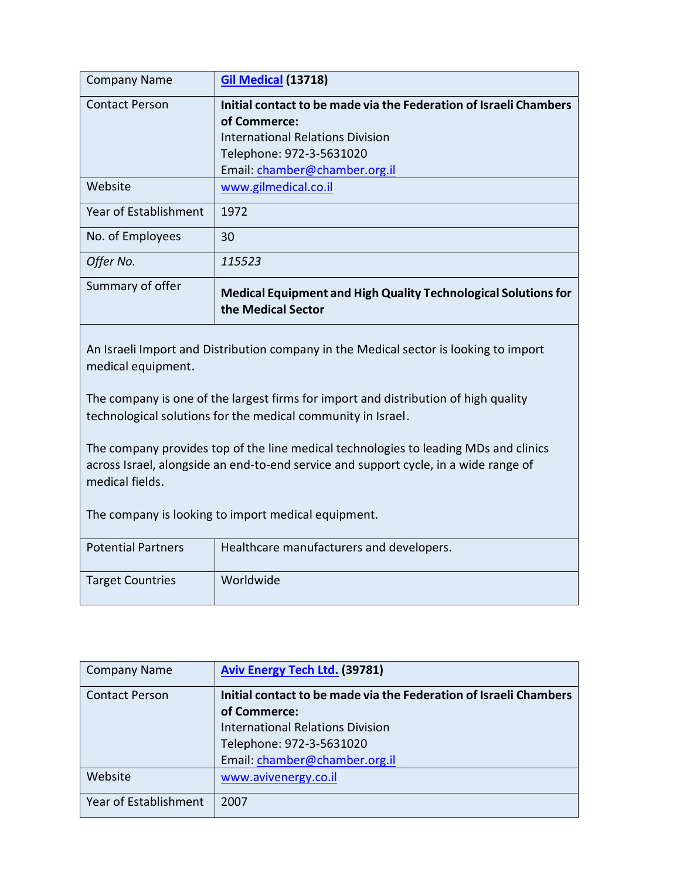| Company Name | **[Gil Medical](http://www.gilmedical.co.il) (13718)** |
|---|---|
| Contact Person | **Initial contact to be made via the Federation of Israeli Chambers of Commerce:**<br>International Relations Division<br>Telephone: 972-3-5631020<br>Email: chamber@chamber.org.il |
| Website | www.gilmedical.co.il |
| Year of Establishment | 1972 |
| No. of Employees | 30 |
| *Offer No.* | *115523* |
| Summary of offer | **Medical Equipment and High Quality Technological Solutions for the Medical Sector** |

An Israeli Import and Distribution company in the Medical sector is looking to import medical equipment.

The company is one of the largest firms for import and distribution of high quality technological solutions for the medical community in Israel.

The company provides top of the line medical technologies to leading MDs and clinics across Israel, alongside an end-to-end service and support cycle, in a wide range of medical fields.

The company is looking to import medical equipment.

| Potential Partners | Healthcare manufacturers and developers. |
|---|---|
| Target Countries | Worldwide |

| Company Name | **[Aviv Energy Tech Ltd.](http://www.avivenergy.co.il) (39781)** |
|---|---|
| Contact Person | **Initial contact to be made via the Federation of Israeli Chambers of Commerce:**<br>International Relations Division<br>Telephone: 972-3-5631020<br>Email: chamber@chamber.org.il |
| Website | www.avivenergy.co.il |
| Year of Establishment | 2007 |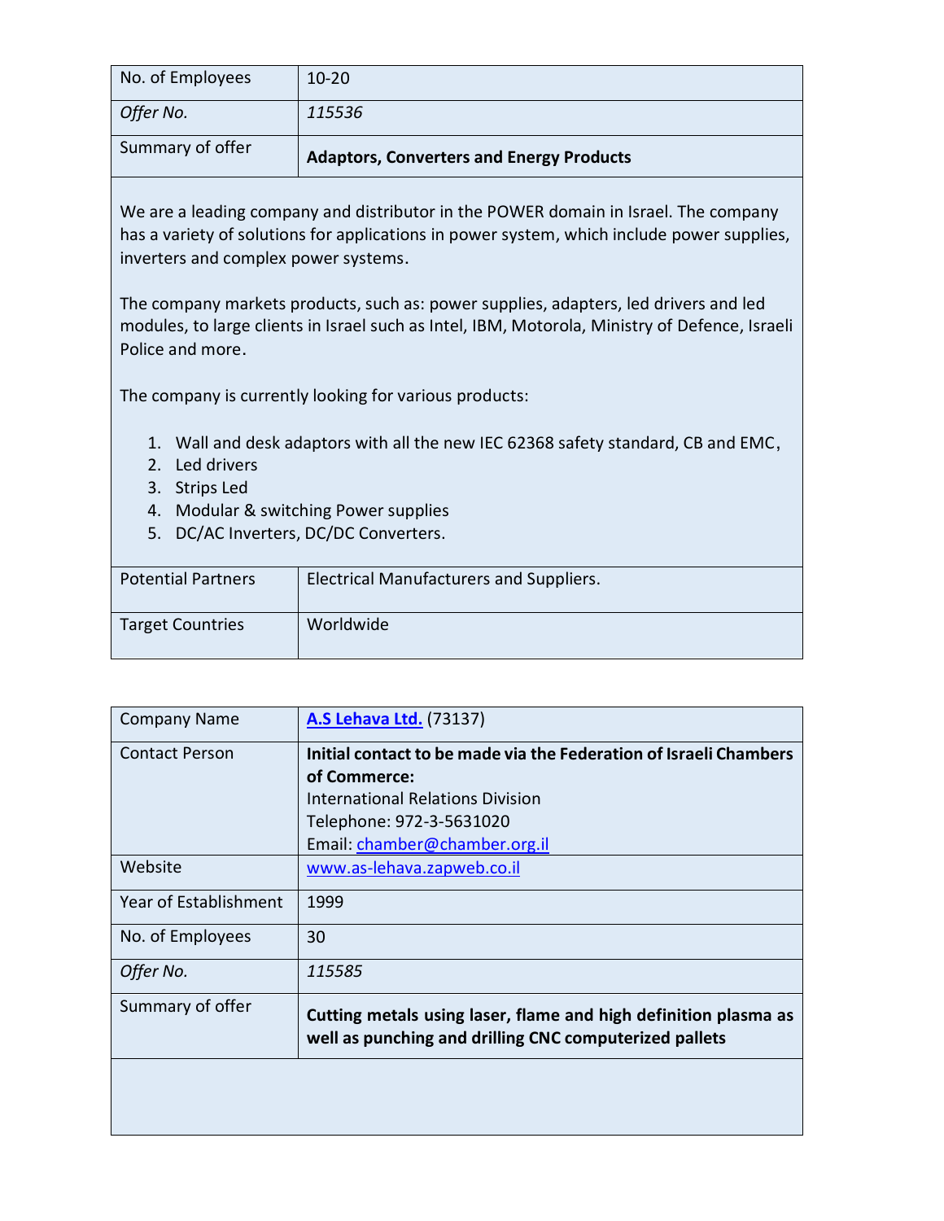| | |
|---|---|
| No. of Employees | 10-20 |
| *Offer No.* | *115536* |
| Summary of offer | **Adaptors, Converters and Energy Products** |

We are a leading company and distributor in the POWER domain in Israel. The company has a variety of solutions for applications in power system, which include power supplies, inverters and complex power systems.

The company markets products, such as: power supplies, adapters, led drivers and led modules, to large clients in Israel such as Intel, IBM, Motorola, Ministry of Defence, Israeli Police and more.

The company is currently looking for various products:

1. Wall and desk adaptors with all the new IEC 62368 safety standard, CB and EMC,
2. Led drivers
3. Strips Led
4. Modular & switching Power supplies
5. DC/AC Inverters, DC/DC Converters.

| | |
|---|---|
| Potential Partners | Electrical Manufacturers and Suppliers. |
| Target Countries | Worldwide |

| | |
|---|---|
| Company Name | **A.S Lehava Ltd.** (73137) |
| Contact Person | **Initial contact to be made via the Federation of Israeli Chambers of Commerce:**<br>International Relations Division<br>Telephone: 972-3-5631020<br>Email: chamber@chamber.org.il |
| Website | www.as-lehava.zapweb.co.il |
| Year of Establishment | 1999 |
| No. of Employees | 30 |
| *Offer No.* | *115585* |
| Summary of offer | **Cutting metals using laser, flame and high definition plasma as well as punching and drilling CNC computerized pallets** |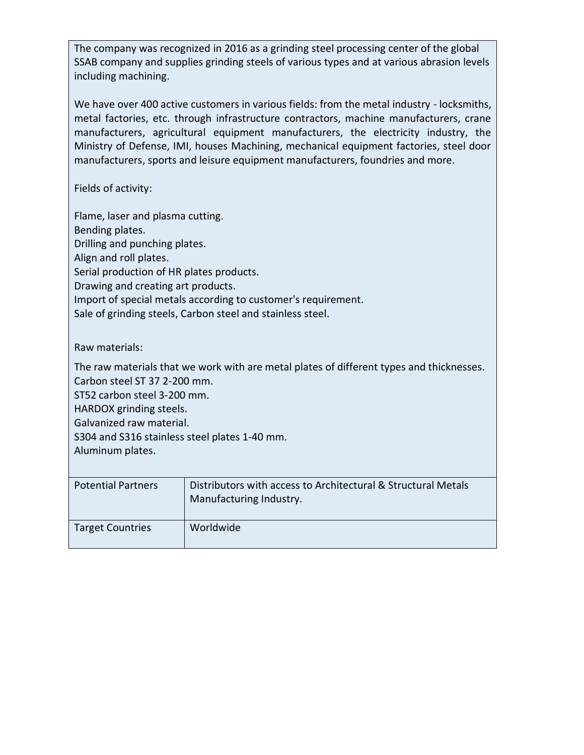The company was recognized in 2016 as a grinding steel processing center of the global SSAB company and supplies grinding steels of various types and at various abrasion levels including machining.

We have over 400 active customers in various fields: from the metal industry - locksmiths, metal factories, etc. through infrastructure contractors, machine manufacturers, crane manufacturers, agricultural equipment manufacturers, the electricity industry, the Ministry of Defense, IMI, houses Machining, mechanical equipment factories, steel door manufacturers, sports and leisure equipment manufacturers, foundries and more.

Fields of activity:

Flame, laser and plasma cutting.
Bending plates.
Drilling and punching plates.
Align and roll plates.
Serial production of HR plates products.
Drawing and creating art products.
Import of special metals according to customer's requirement.
Sale of grinding steels, Carbon steel and stainless steel.

Raw materials:

The raw materials that we work with are metal plates of different types and thicknesses.
Carbon steel ST 37 2-200 mm.
ST52 carbon steel 3-200 mm.
HARDOX grinding steels.
Galvanized raw material.
S304 and S316 stainless steel plates 1-40 mm.
Aluminum plates.

| | |
|---|---|
| Potential Partners | Distributors with access to Architectural & Structural Metals Manufacturing Industry. |
| Target Countries | Worldwide |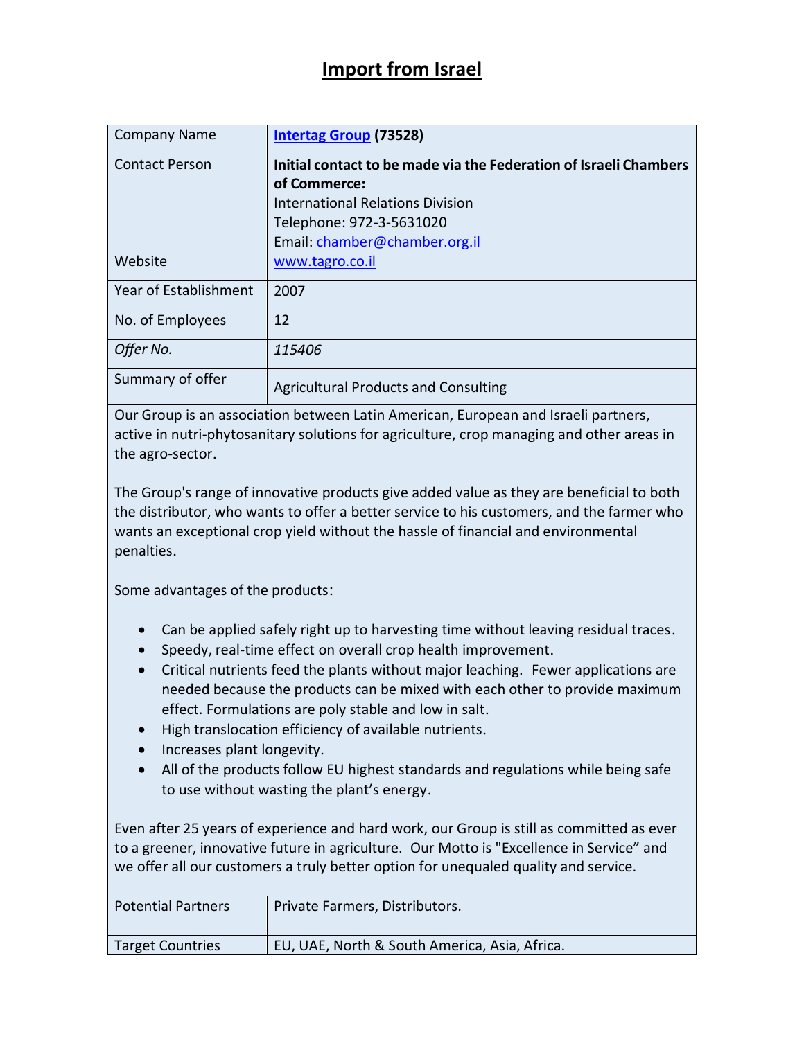# Import from Israel

| Company Name | **[Intertag Group](www.tagro.co.il) (73528)** |
|---|---|
| Contact Person | **Initial contact to be made via the Federation of Israeli Chambers of Commerce:**<br>International Relations Division<br>Telephone: 972-3-5631020<br>Email: chamber@chamber.org.il |
| Website | www.tagro.co.il |
| Year of Establishment | 2007 |
| No. of Employees | 12 |
| *Offer No.* | *115406* |
| Summary of offer | Agricultural Products and Consulting |

Our Group is an association between Latin American, European and Israeli partners, active in nutri-phytosanitary solutions for agriculture, crop managing and other areas in the agro-sector.

The Group's range of innovative products give added value as they are beneficial to both the distributor, who wants to offer a better service to his customers, and the farmer who wants an exceptional crop yield without the hassle of financial and environmental penalties.

Some advantages of the products:

- Can be applied safely right up to harvesting time without leaving residual traces.
- Speedy, real-time effect on overall crop health improvement.
- Critical nutrients feed the plants without major leaching. Fewer applications are needed because the products can be mixed with each other to provide maximum effect. Formulations are poly stable and low in salt.
- High translocation efficiency of available nutrients.
- Increases plant longevity.
- All of the products follow EU highest standards and regulations while being safe to use without wasting the plant's energy.

Even after 25 years of experience and hard work, our Group is still as committed as ever to a greener, innovative future in agriculture. Our Motto is "Excellence in Service" and we offer all our customers a truly better option for unequaled quality and service.

| Potential Partners | Private Farmers, Distributors. |
|---|---|
| Target Countries | EU, UAE, North & South America, Asia, Africa. |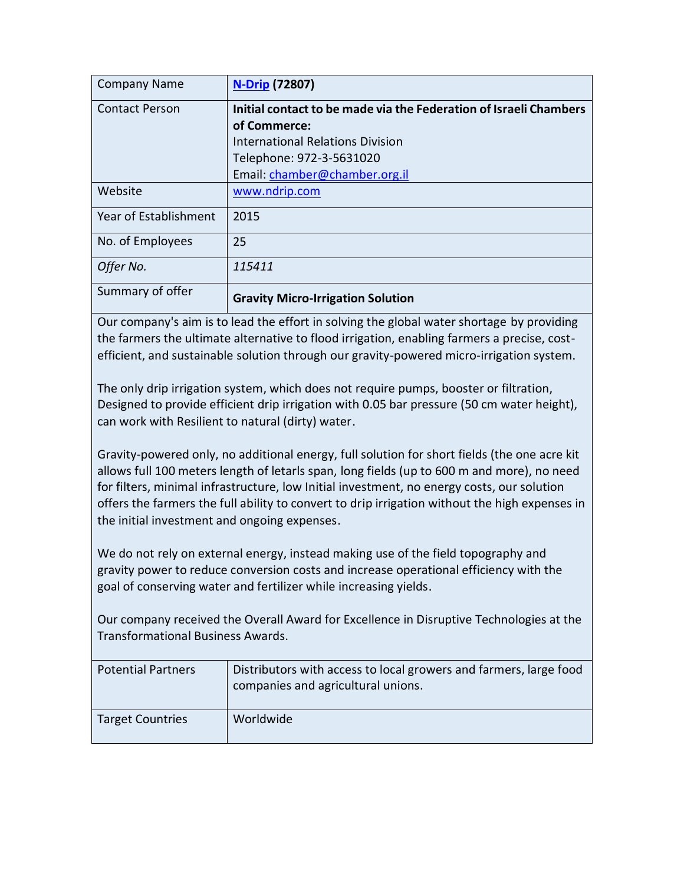| Company Name | **[N-Drip](http://www.ndrip.com) (72807)** |
|---|---|
| Contact Person | **Initial contact to be made via the Federation of Israeli Chambers of Commerce:**<br>International Relations Division<br>Telephone: 972-3-5631020<br>Email: chamber@chamber.org.il |
| Website | www.ndrip.com |
| Year of Establishment | 2015 |
| No. of Employees | 25 |
| *Offer No.* | *115411* |
| Summary of offer | **Gravity Micro-Irrigation Solution** |

Our company's aim is to lead the effort in solving the global water shortage by providing the farmers the ultimate alternative to flood irrigation, enabling farmers a precise, cost-efficient, and sustainable solution through our gravity-powered micro-irrigation system.

The only drip irrigation system, which does not require pumps, booster or filtration, Designed to provide efficient drip irrigation with 0.05 bar pressure (50 cm water height), can work with Resilient to natural (dirty) water.

Gravity-powered only, no additional energy, full solution for short fields (the one acre kit allows full 100 meters length of letarls span, long fields (up to 600 m and more), no need for filters, minimal infrastructure, low Initial investment, no energy costs, our solution offers the farmers the full ability to convert to drip irrigation without the high expenses in the initial investment and ongoing expenses.

We do not rely on external energy, instead making use of the field topography and gravity power to reduce conversion costs and increase operational efficiency with the goal of conserving water and fertilizer while increasing yields.

Our company received the Overall Award for Excellence in Disruptive Technologies at the Transformational Business Awards.

| Potential Partners | Distributors with access to local growers and farmers, large food companies and agricultural unions. |
|---|---|
| Target Countries | Worldwide |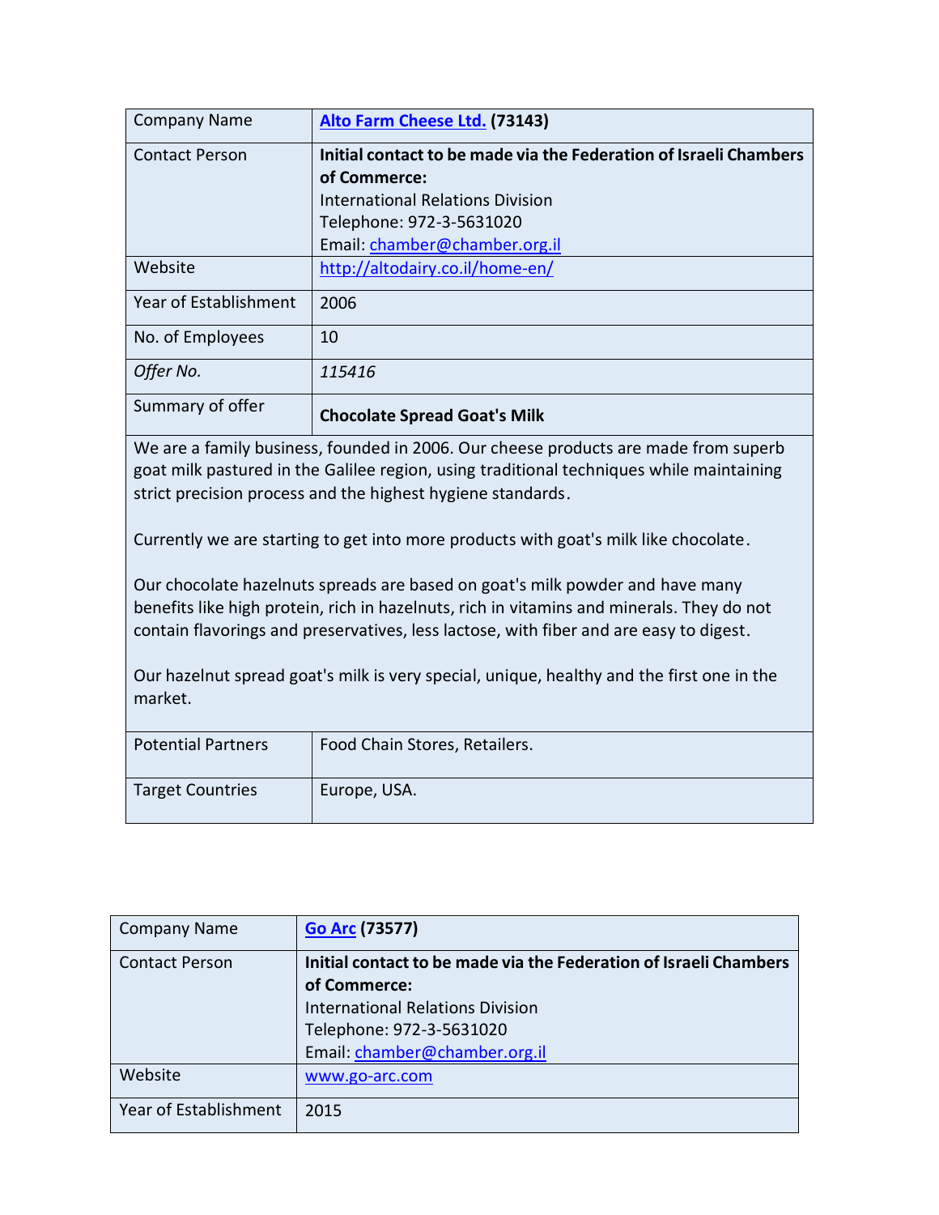| Company Name | **[Alto Farm Cheese Ltd.](http://altodairy.co.il/home-en/) (73143)** |
|---|---|
| Contact Person | **Initial contact to be made via the Federation of Israeli Chambers of Commerce:**<br>International Relations Division<br>Telephone: 972-3-5631020<br>Email: chamber@chamber.org.il |
| Website | http://altodairy.co.il/home-en/ |
| Year of Establishment | 2006 |
| No. of Employees | 10 |
| *Offer No.* | *115416* |
| Summary of offer | **Chocolate Spread Goat's Milk** |

We are a family business, founded in 2006. Our cheese products are made from superb goat milk pastured in the Galilee region, using traditional techniques while maintaining strict precision process and the highest hygiene standards.

Currently we are starting to get into more products with goat's milk like chocolate.

Our chocolate hazelnuts spreads are based on goat's milk powder and have many benefits like high protein, rich in hazelnuts, rich in vitamins and minerals. They do not contain flavorings and preservatives, less lactose, with fiber and are easy to digest.

Our hazelnut spread goat's milk is very special, unique, healthy and the first one in the market.

| Potential Partners | Food Chain Stores, Retailers. |
|---|---|
| Target Countries | Europe, USA. |

| Company Name | **Go Arc (73577)** |
|---|---|
| Contact Person | **Initial contact to be made via the Federation of Israeli Chambers of Commerce:**<br>International Relations Division<br>Telephone: 972-3-5631020<br>Email: chamber@chamber.org.il |
| Website | www.go-arc.com |
| Year of Establishment | 2015 |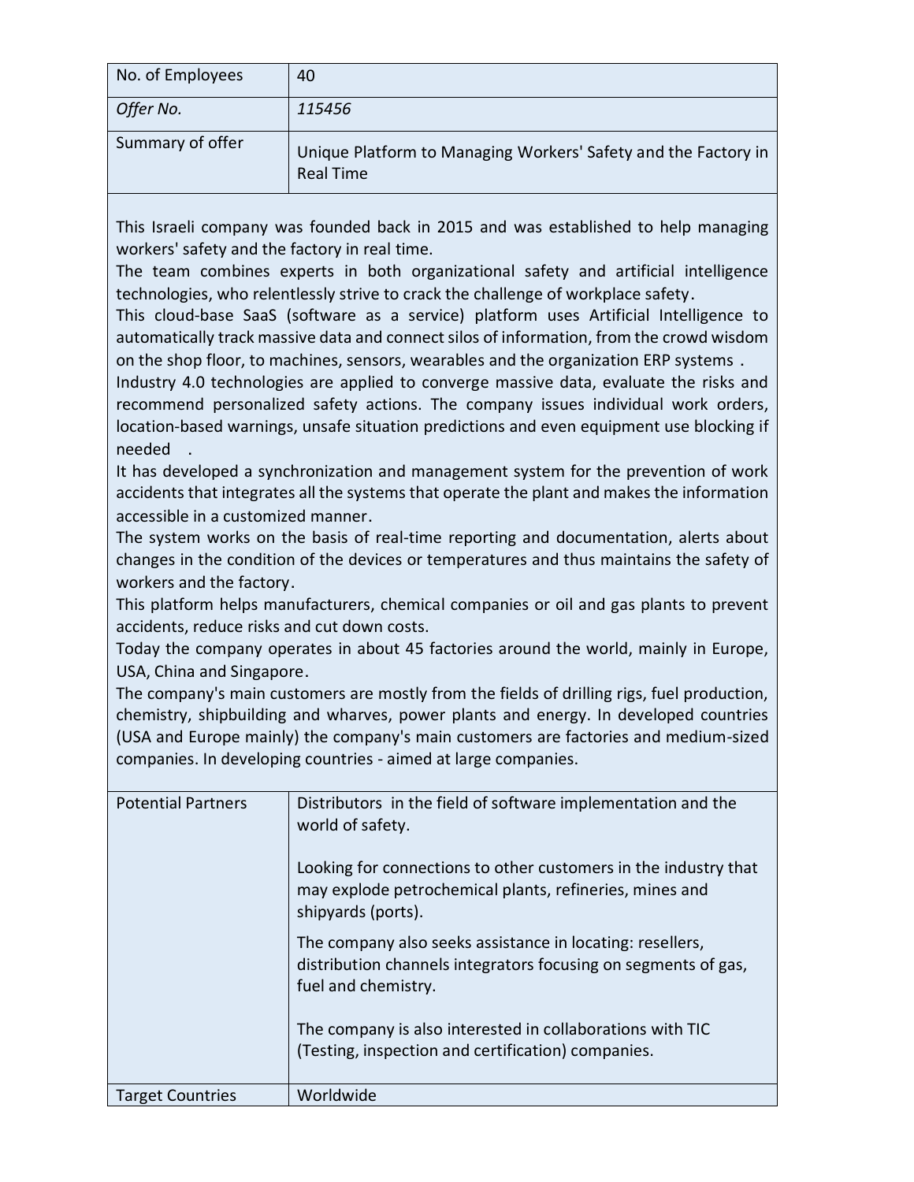| | |
|---|---|
| No. of Employees | 40 |
| *Offer No.* | *115456* |
| Summary of offer | Unique Platform to Managing Workers' Safety and the Factory in Real Time |

This Israeli company was founded back in 2015 and was established to help managing workers' safety and the factory in real time.
The team combines experts in both organizational safety and artificial intelligence technologies, who relentlessly strive to crack the challenge of workplace safety.
This cloud-base SaaS (software as a service) platform uses Artificial Intelligence to automatically track massive data and connect silos of information, from the crowd wisdom on the shop floor, to machines, sensors, wearables and the organization ERP systems .
Industry 4.0 technologies are applied to converge massive data, evaluate the risks and recommend personalized safety actions. The company issues individual work orders, location-based warnings, unsafe situation predictions and even equipment use blocking if needed .
It has developed a synchronization and management system for the prevention of work accidents that integrates all the systems that operate the plant and makes the information accessible in a customized manner.
The system works on the basis of real-time reporting and documentation, alerts about changes in the condition of the devices or temperatures and thus maintains the safety of workers and the factory.
This platform helps manufacturers, chemical companies or oil and gas plants to prevent accidents, reduce risks and cut down costs.
Today the company operates in about 45 factories around the world, mainly in Europe, USA, China and Singapore.
The company's main customers are mostly from the fields of drilling rigs, fuel production, chemistry, shipbuilding and wharves, power plants and energy. In developed countries (USA and Europe mainly) the company's main customers are factories and medium-sized companies. In developing countries - aimed at large companies.

| | |
|---|---|
| Potential Partners | Distributors in the field of software implementation and the world of safety.<br><br>Looking for connections to other customers in the industry that may explode petrochemical plants, refineries, mines and shipyards (ports).<br><br>The company also seeks assistance in locating: resellers, distribution channels integrators focusing on segments of gas, fuel and chemistry.<br><br>The company is also interested in collaborations with TIC (Testing, inspection and certification) companies. |
| Target Countries | Worldwide |